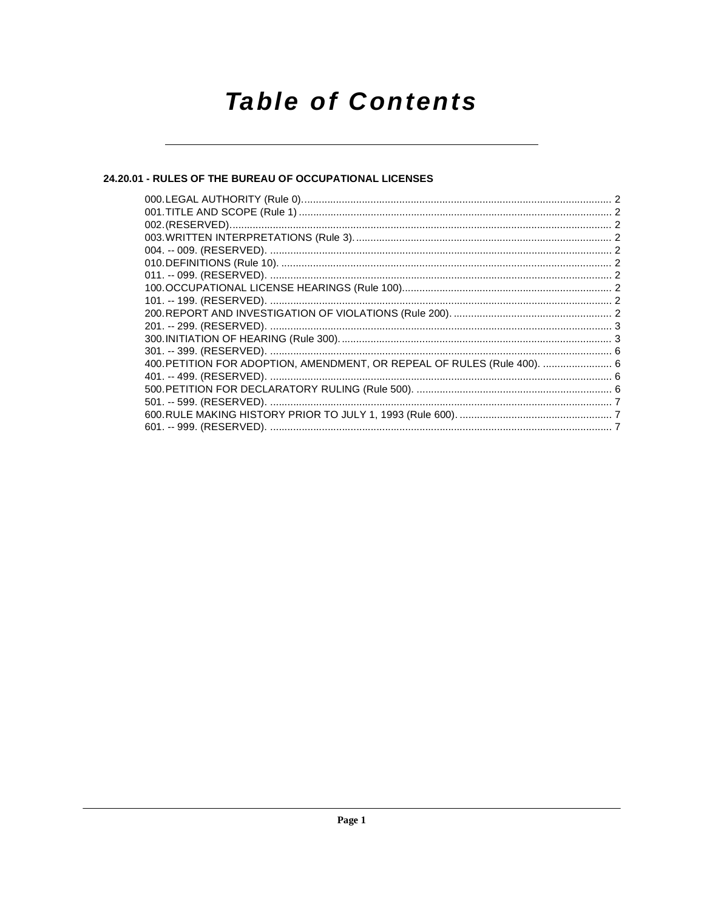# Table of Contents

## 24.20.01 - RULES OF THE BUREAU OF OCCUPATIONAL LICENSES

000. LEGAL AUTHORITY (Rule 0). ........................................................................................................... 2
001. TITLE AND SCOPE (Rule 1) ............................................................................................................ 2
002. (RESERVED). ................................................................................................................................... 2
003. WRITTEN INTERPRETATIONS (Rule 3). ......................................................................................... 2
004. -- 009. (RESERVED). ....................................................................................................................... 2
010. DEFINITIONS (Rule 10). ................................................................................................................... 2
011. -- 099. (RESERVED). ....................................................................................................................... 2
100. OCCUPATIONAL LICENSE HEARINGS (Rule 100). ........................................................................ 2
101. -- 199. (RESERVED). ....................................................................................................................... 2
200. REPORT AND INVESTIGATION OF VIOLATIONS (Rule 200). ....................................................... 2
201. -- 299. (RESERVED). ....................................................................................................................... 3
300. INITIATION OF HEARING (Rule 300). .............................................................................................. 3
301. -- 399. (RESERVED). ....................................................................................................................... 6
400. PETITION FOR ADOPTION, AMENDMENT, OR REPEAL OF RULES (Rule 400). ........................ 6
401. -- 499. (RESERVED). ....................................................................................................................... 6
500. PETITION FOR DECLARATORY RULING (Rule 500). .................................................................... 6
501. -- 599. (RESERVED). ....................................................................................................................... 7
600. RULE MAKING HISTORY PRIOR TO JULY 1, 1993 (Rule 600). ..................................................... 7
601. -- 999. (RESERVED). ....................................................................................................................... 7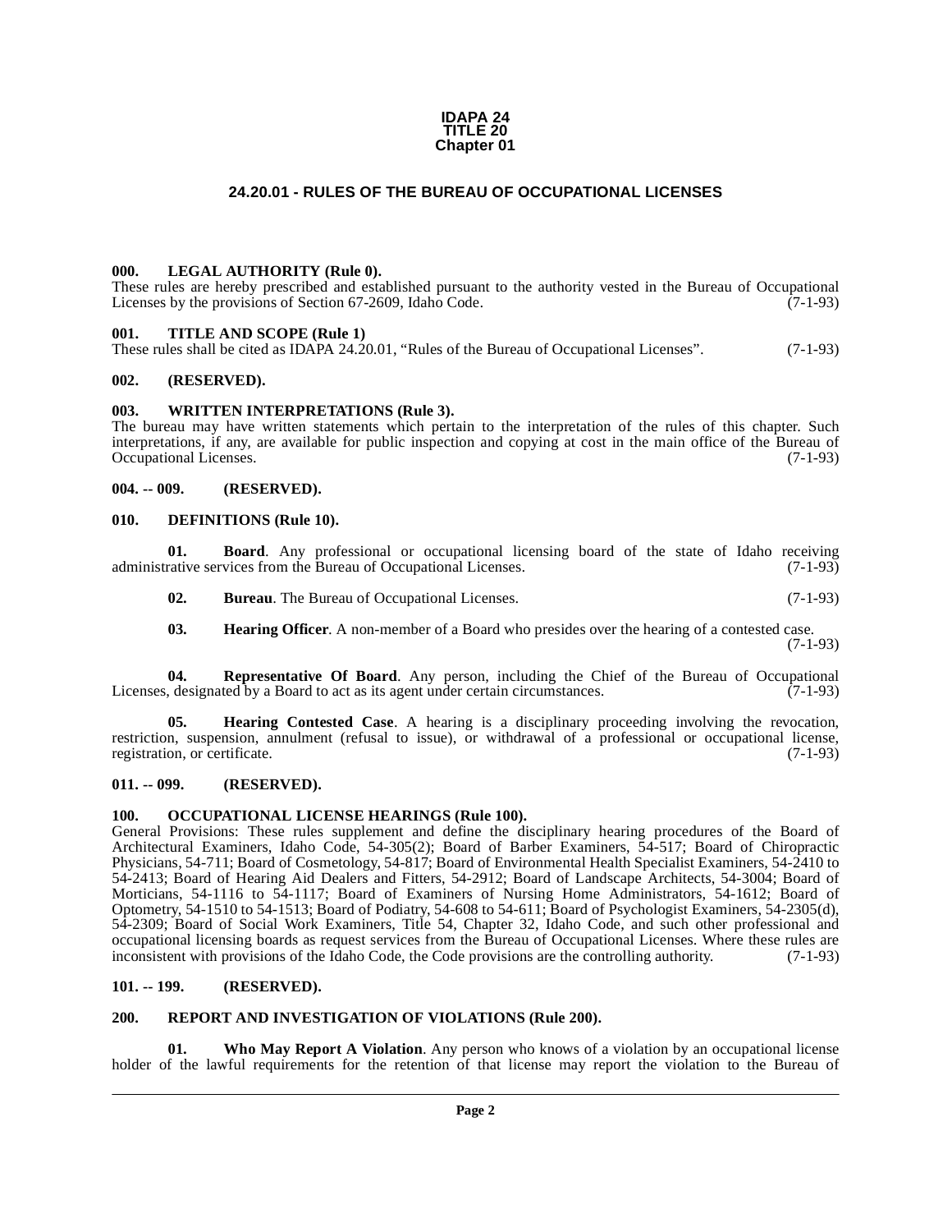**IDAPA 24**
**TITLE 20**
**Chapter 01**

## 24.20.01 - RULES OF THE BUREAU OF OCCUPATIONAL LICENSES

### 000. LEGAL AUTHORITY (Rule 0).

These rules are hereby prescribed and established pursuant to the authority vested in the Bureau of Occupational Licenses by the provisions of Section 67-2609, Idaho Code. (7-1-93)

### 001. TITLE AND SCOPE (Rule 1)

These rules shall be cited as IDAPA 24.20.01, "Rules of the Bureau of Occupational Licenses". (7-1-93)

### 002. (RESERVED).

### 003. WRITTEN INTERPRETATIONS (Rule 3).

The bureau may have written statements which pertain to the interpretation of the rules of this chapter. Such interpretations, if any, are available for public inspection and copying at cost in the main office of the Bureau of Occupational Licenses. (7-1-93)

### 004. -- 009. (RESERVED).

### 010. DEFINITIONS (Rule 10).

**01. Board**. Any professional or occupational licensing board of the state of Idaho receiving administrative services from the Bureau of Occupational Licenses. (7-1-93)

**02. Bureau**. The Bureau of Occupational Licenses. (7-1-93)

**03. Hearing Officer**. A non-member of a Board who presides over the hearing of a contested case. (7-1-93)

**04. Representative Of Board**. Any person, including the Chief of the Bureau of Occupational Licenses, designated by a Board to act as its agent under certain circumstances. (7-1-93)

**05. Hearing Contested Case**. A hearing is a disciplinary proceeding involving the revocation, restriction, suspension, annulment (refusal to issue), or withdrawal of a professional or occupational license, registration, or certificate. (7-1-93)

### 011. -- 099. (RESERVED).

### 100. OCCUPATIONAL LICENSE HEARINGS (Rule 100).

General Provisions: These rules supplement and define the disciplinary hearing procedures of the Board of Architectural Examiners, Idaho Code, 54-305(2); Board of Barber Examiners, 54-517; Board of Chiropractic Physicians, 54-711; Board of Cosmetology, 54-817; Board of Environmental Health Specialist Examiners, 54-2410 to 54-2413; Board of Hearing Aid Dealers and Fitters, 54-2912; Board of Landscape Architects, 54-3004; Board of Morticians, 54-1116 to 54-1117; Board of Examiners of Nursing Home Administrators, 54-1612; Board of Optometry, 54-1510 to 54-1513; Board of Podiatry, 54-608 to 54-611; Board of Psychologist Examiners, 54-2305(d), 54-2309; Board of Social Work Examiners, Title 54, Chapter 32, Idaho Code, and such other professional and occupational licensing boards as request services from the Bureau of Occupational Licenses. Where these rules are inconsistent with provisions of the Idaho Code, the Code provisions are the controlling authority. (7-1-93)

### 101. -- 199. (RESERVED).

### 200. REPORT AND INVESTIGATION OF VIOLATIONS (Rule 200).

**01. Who May Report A Violation**. Any person who knows of a violation by an occupational license holder of the lawful requirements for the retention of that license may report the violation to the Bureau of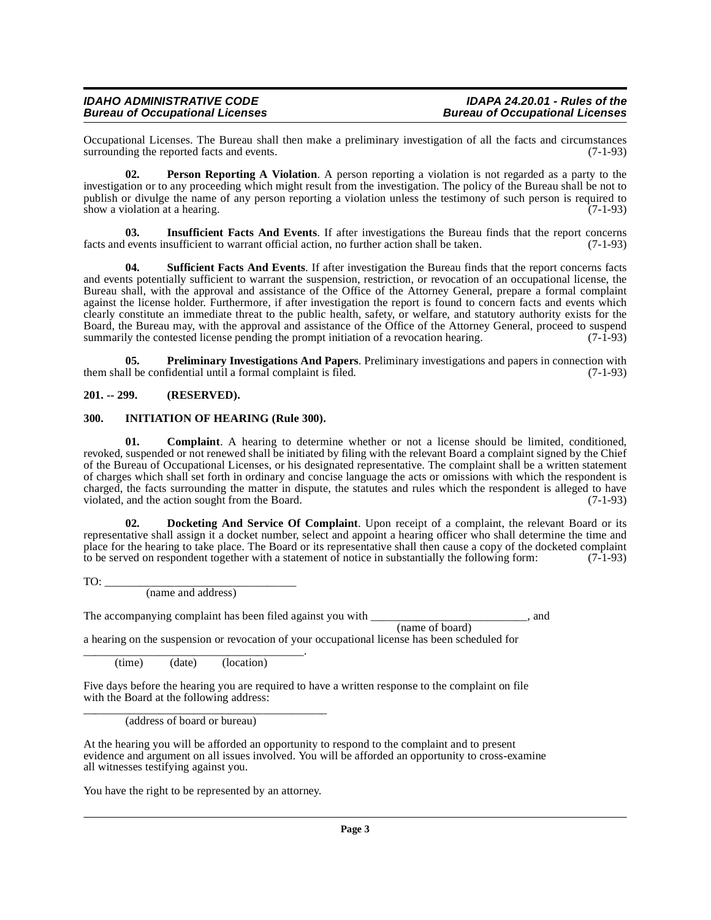Occupational Licenses. The Bureau shall then make a preliminary investigation of all the facts and circumstances surrounding the reported facts and events. (7-1-93)

**02. Person Reporting A Violation**. A person reporting a violation is not regarded as a party to the investigation or to any proceeding which might result from the investigation. The policy of the Bureau shall be not to publish or divulge the name of any person reporting a violation unless the testimony of such person is required to show a violation at a hearing. (7-1-93)

**03. Insufficient Facts And Events**. If after investigations the Bureau finds that the report concerns facts and events insufficient to warrant official action, no further action shall be taken. (7-1-93)

**04. Sufficient Facts And Events**. If after investigation the Bureau finds that the report concerns facts and events potentially sufficient to warrant the suspension, restriction, or revocation of an occupational license, the Bureau shall, with the approval and assistance of the Office of the Attorney General, prepare a formal complaint against the license holder. Furthermore, if after investigation the report is found to concern facts and events which clearly constitute an immediate threat to the public health, safety, or welfare, and statutory authority exists for the Board, the Bureau may, with the approval and assistance of the Office of the Attorney General, proceed to suspend summarily the contested license pending the prompt initiation of a revocation hearing. (7-1-93)

**05. Preliminary Investigations And Papers**. Preliminary investigations and papers in connection with them shall be confidential until a formal complaint is filed. (7-1-93)

## 201. -- 299. (RESERVED).

## 300. INITIATION OF HEARING (Rule 300).

**01. Complaint**. A hearing to determine whether or not a license should be limited, conditioned, revoked, suspended or not renewed shall be initiated by filing with the relevant Board a complaint signed by the Chief of the Bureau of Occupational Licenses, or his designated representative. The complaint shall be a written statement of charges which shall set forth in ordinary and concise language the acts or omissions with which the respondent is charged, the facts surrounding the matter in dispute, the statutes and rules which the respondent is alleged to have violated, and the action sought from the Board. (7-1-93)

**02. Docketing And Service Of Complaint**. Upon receipt of a complaint, the relevant Board or its representative shall assign it a docket number, select and appoint a hearing officer who shall determine the time and place for the hearing to take place. The Board or its representative shall then cause a copy of the docketed complaint to be served on respondent together with a statement of notice in substantially the following form: (7-1-93)

TO: ________________________________
(name and address)

The accompanying complaint has been filed against you with __________________________, and
(name of board)
a hearing on the suspension or revocation of your occupational license has been scheduled for
_____________________________________.
(time) (date) (location)

Five days before the hearing you are required to have a written response to the complaint on file with the Board at the following address:
_________________________________________
(address of board or bureau)

At the hearing you will be afforded an opportunity to respond to the complaint and to present evidence and argument on all issues involved. You will be afforded an opportunity to cross-examine all witnesses testifying against you.

You have the right to be represented by an attorney.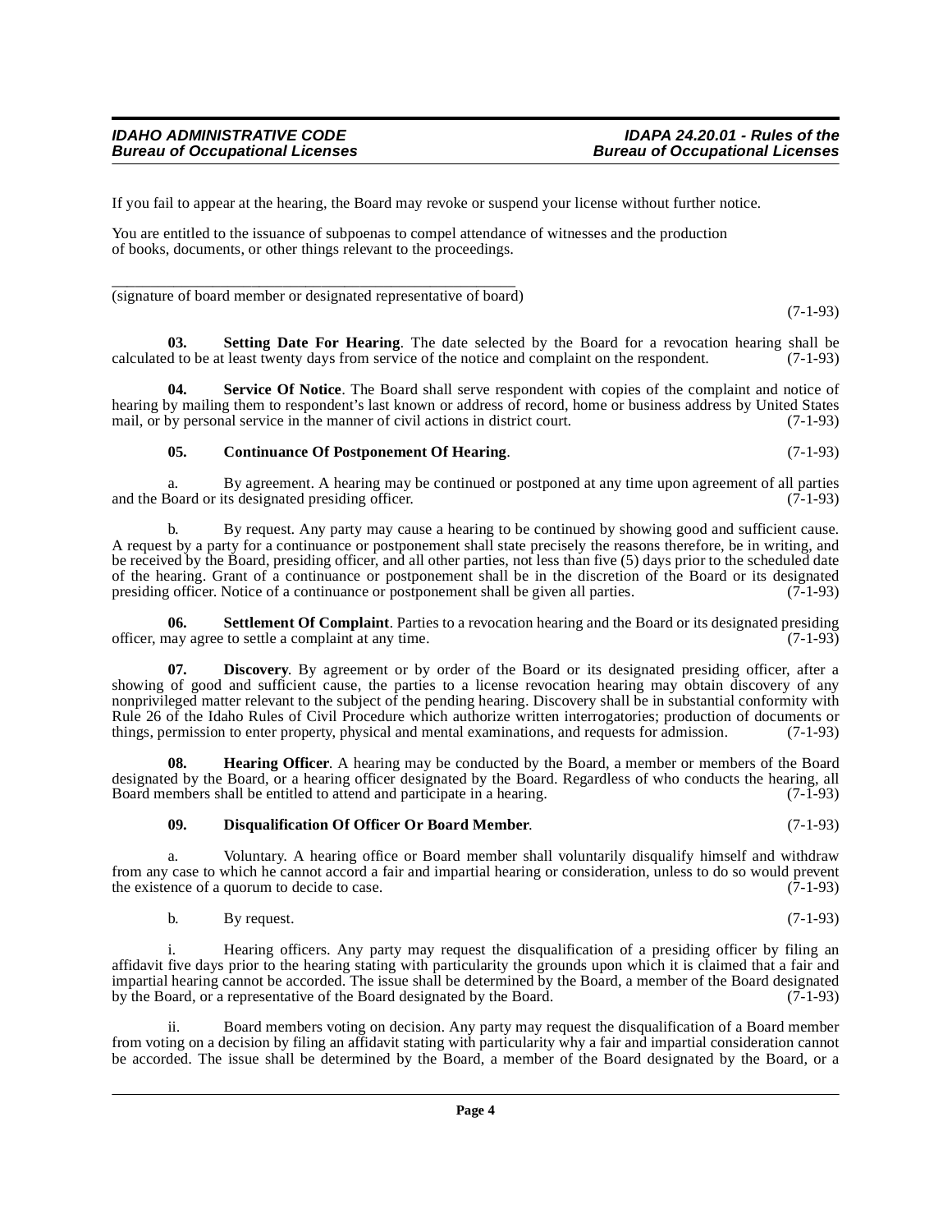If you fail to appear at the hearing, the Board may revoke or suspend your license without further notice.

You are entitled to the issuance of subpoenas to compel attendance of witnesses and the production of books, documents, or other things relevant to the proceedings.

\_\_\_\_\_\_\_\_\_\_\_\_\_\_\_\_\_\_\_\_\_\_\_\_\_\_\_\_\_\_\_\_\_\_\_\_\_\_\_\_\_\_\_\_\_\_\_\_\_\_\_\_

(signature of board member or designated representative of board)

(7-1-93)

**03. Setting Date For Hearing**. The date selected by the Board for a revocation hearing shall be calculated to be at least twenty days from service of the notice and complaint on the respondent. (7-1-93)

**04. Service Of Notice**. The Board shall serve respondent with copies of the complaint and notice of hearing by mailing them to respondent's last known or address of record, home or business address by United States mail, or by personal service in the manner of civil actions in district court. (7-1-93)

**05. Continuance Of Postponement Of Hearing**. (7-1-93)

a. By agreement. A hearing may be continued or postponed at any time upon agreement of all parties and the Board or its designated presiding officer. (7-1-93)

b. By request. Any party may cause a hearing to be continued by showing good and sufficient cause. A request by a party for a continuance or postponement shall state precisely the reasons therefore, be in writing, and be received by the Board, presiding officer, and all other parties, not less than five (5) days prior to the scheduled date of the hearing. Grant of a continuance or postponement shall be in the discretion of the Board or its designated presiding officer. Notice of a continuance or postponement shall be given all parties. (7-1-93)

**06. Settlement Of Complaint**. Parties to a revocation hearing and the Board or its designated presiding officer, may agree to settle a complaint at any time. (7-1-93)

**07. Discovery**. By agreement or by order of the Board or its designated presiding officer, after a showing of good and sufficient cause, the parties to a license revocation hearing may obtain discovery of any nonprivileged matter relevant to the subject of the pending hearing. Discovery shall be in substantial conformity with Rule 26 of the Idaho Rules of Civil Procedure which authorize written interrogatories; production of documents or things, permission to enter property, physical and mental examinations, and requests for admission. (7-1-93)

**08. Hearing Officer**. A hearing may be conducted by the Board, a member or members of the Board designated by the Board, or a hearing officer designated by the Board. Regardless of who conducts the hearing, all Board members shall be entitled to attend and participate in a hearing. (7-1-93)

**09. Disqualification Of Officer Or Board Member**. (7-1-93)

a. Voluntary. A hearing office or Board member shall voluntarily disqualify himself and withdraw from any case to which he cannot accord a fair and impartial hearing or consideration, unless to do so would prevent the existence of a quorum to decide to case. (7-1-93)

b. By request. (7-1-93)

i. Hearing officers. Any party may request the disqualification of a presiding officer by filing an affidavit five days prior to the hearing stating with particularity the grounds upon which it is claimed that a fair and impartial hearing cannot be accorded. The issue shall be determined by the Board, a member of the Board designated by the Board, or a representative of the Board designated by the Board. (7-1-93)

ii. Board members voting on decision. Any party may request the disqualification of a Board member from voting on a decision by filing an affidavit stating with particularity why a fair and impartial consideration cannot be accorded. The issue shall be determined by the Board, a member of the Board designated by the Board, or a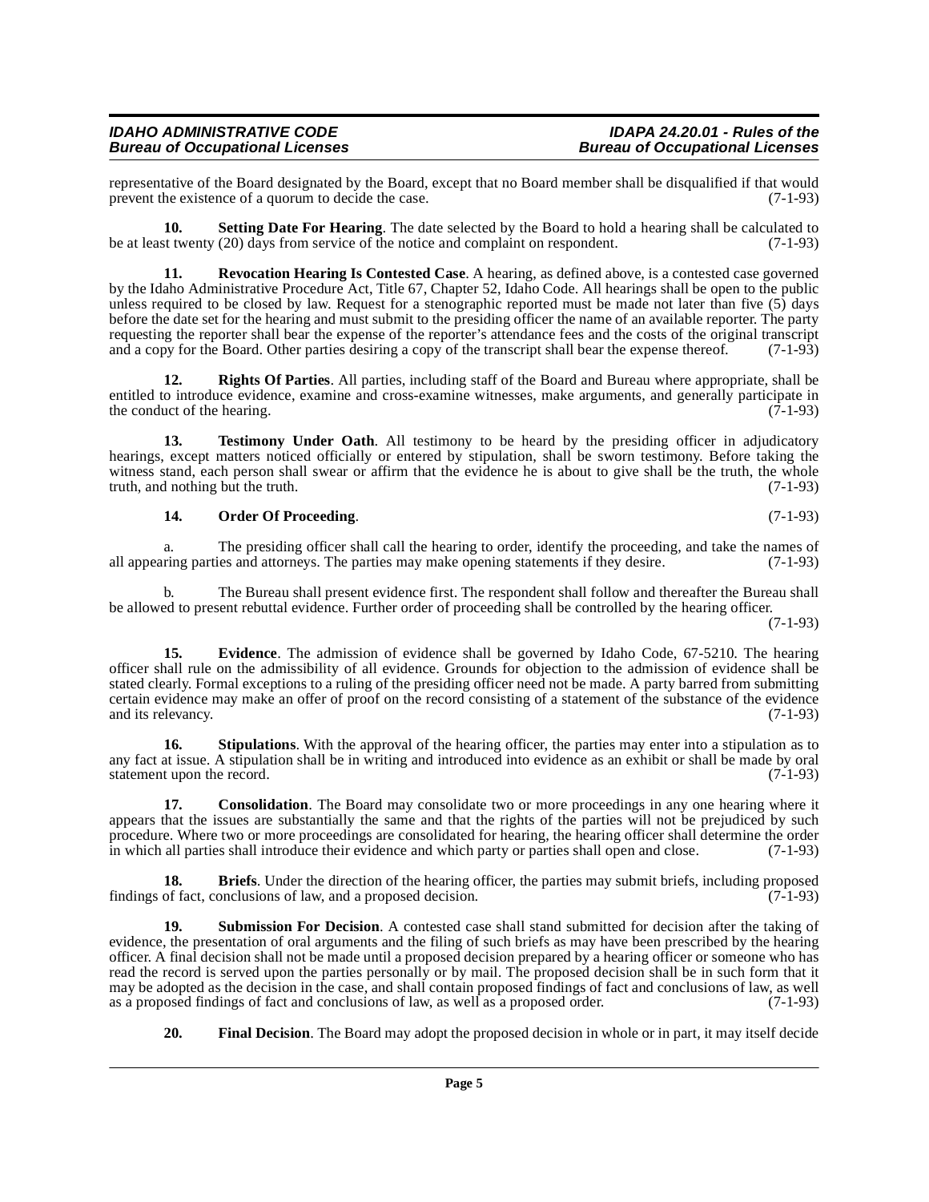representative of the Board designated by the Board, except that no Board member shall be disqualified if that would prevent the existence of a quorum to decide the case. (7-1-93)

**10. Setting Date For Hearing**. The date selected by the Board to hold a hearing shall be calculated to be at least twenty (20) days from service of the notice and complaint on respondent. (7-1-93)

**11. Revocation Hearing Is Contested Case**. A hearing, as defined above, is a contested case governed by the Idaho Administrative Procedure Act, Title 67, Chapter 52, Idaho Code. All hearings shall be open to the public unless required to be closed by law. Request for a stenographic reported must be made not later than five (5) days before the date set for the hearing and must submit to the presiding officer the name of an available reporter. The party requesting the reporter shall bear the expense of the reporter's attendance fees and the costs of the original transcript and a copy for the Board. Other parties desiring a copy of the transcript shall bear the expense thereof. (7-1-93)

**12. Rights Of Parties**. All parties, including staff of the Board and Bureau where appropriate, shall be entitled to introduce evidence, examine and cross-examine witnesses, make arguments, and generally participate in the conduct of the hearing. (7-1-93)

**13. Testimony Under Oath**. All testimony to be heard by the presiding officer in adjudicatory hearings, except matters noticed officially or entered by stipulation, shall be sworn testimony. Before taking the witness stand, each person shall swear or affirm that the evidence he is about to give shall be the truth, the whole truth, and nothing but the truth. (7-1-93)

**14. Order Of Proceeding**. (7-1-93)

a. The presiding officer shall call the hearing to order, identify the proceeding, and take the names of all appearing parties and attorneys. The parties may make opening statements if they desire. (7-1-93)

b. The Bureau shall present evidence first. The respondent shall follow and thereafter the Bureau shall be allowed to present rebuttal evidence. Further order of proceeding shall be controlled by the hearing officer. (7-1-93)

**15. Evidence**. The admission of evidence shall be governed by Idaho Code, 67-5210. The hearing officer shall rule on the admissibility of all evidence. Grounds for objection to the admission of evidence shall be stated clearly. Formal exceptions to a ruling of the presiding officer need not be made. A party barred from submitting certain evidence may make an offer of proof on the record consisting of a statement of the substance of the evidence and its relevancy. (7-1-93)

**16. Stipulations**. With the approval of the hearing officer, the parties may enter into a stipulation as to any fact at issue. A stipulation shall be in writing and introduced into evidence as an exhibit or shall be made by oral statement upon the record. (7-1-93)

**17. Consolidation**. The Board may consolidate two or more proceedings in any one hearing where it appears that the issues are substantially the same and that the rights of the parties will not be prejudiced by such procedure. Where two or more proceedings are consolidated for hearing, the hearing officer shall determine the order in which all parties shall introduce their evidence and which party or parties shall open and close. (7-1-93)

**18. Briefs**. Under the direction of the hearing officer, the parties may submit briefs, including proposed findings of fact, conclusions of law, and a proposed decision. (7-1-93)

**19. Submission For Decision**. A contested case shall stand submitted for decision after the taking of evidence, the presentation of oral arguments and the filing of such briefs as may have been prescribed by the hearing officer. A final decision shall not be made until a proposed decision prepared by a hearing officer or someone who has read the record is served upon the parties personally or by mail. The proposed decision shall be in such form that it may be adopted as the decision in the case, and shall contain proposed findings of fact and conclusions of law, as well as a proposed findings of fact and conclusions of law, as well as a proposed order. (7-1-93)

**20. Final Decision**. The Board may adopt the proposed decision in whole or in part, it may itself decide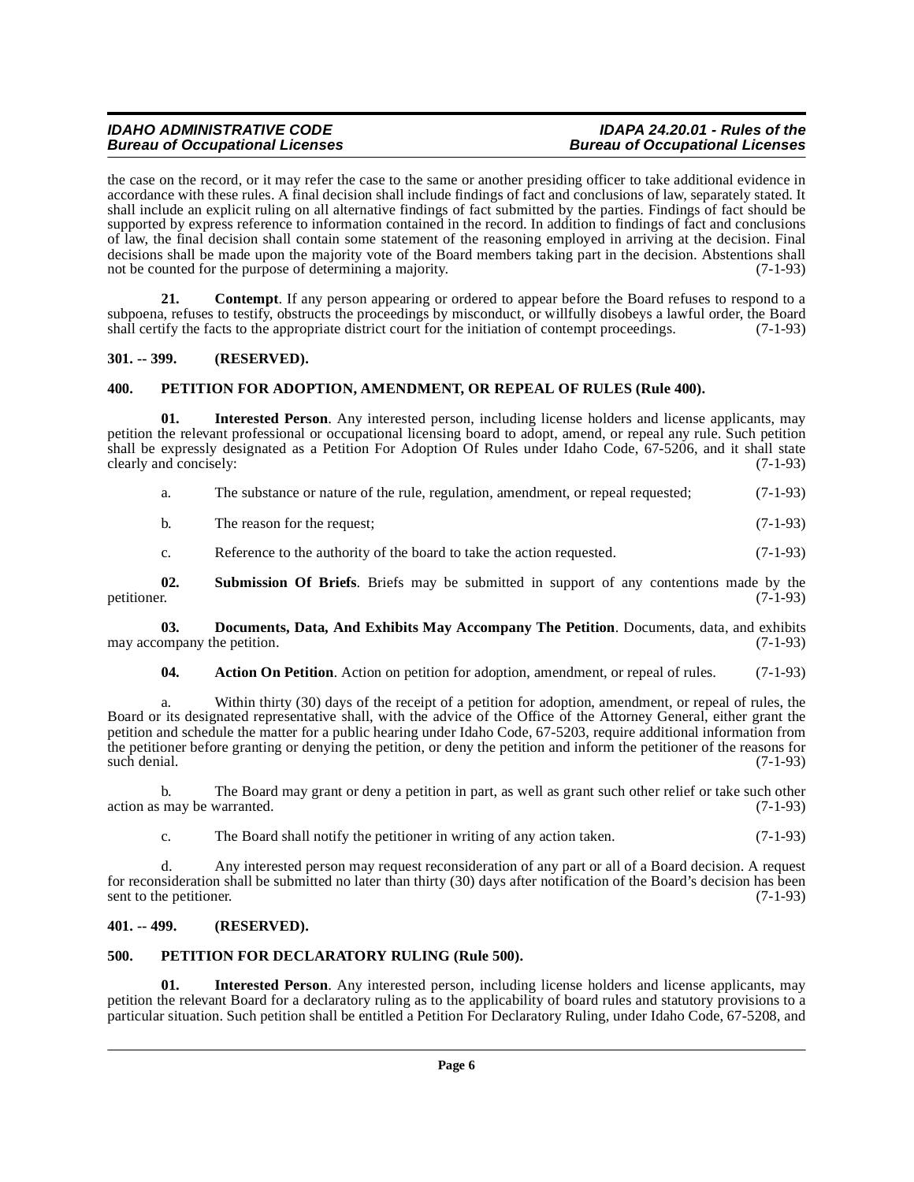the case on the record, or it may refer the case to the same or another presiding officer to take additional evidence in accordance with these rules. A final decision shall include findings of fact and conclusions of law, separately stated. It shall include an explicit ruling on all alternative findings of fact submitted by the parties. Findings of fact should be supported by express reference to information contained in the record. In addition to findings of fact and conclusions of law, the final decision shall contain some statement of the reasoning employed in arriving at the decision. Final decisions shall be made upon the majority vote of the Board members taking part in the decision. Abstentions shall not be counted for the purpose of determining a majority. (7-1-93)

**21. Contempt**. If any person appearing or ordered to appear before the Board refuses to respond to a subpoena, refuses to testify, obstructs the proceedings by misconduct, or willfully disobeys a lawful order, the Board shall certify the facts to the appropriate district court for the initiation of contempt proceedings. (7-1-93)

## 301. -- 399. (RESERVED).

## 400. PETITION FOR ADOPTION, AMENDMENT, OR REPEAL OF RULES (Rule 400).

**01. Interested Person**. Any interested person, including license holders and license applicants, may petition the relevant professional or occupational licensing board to adopt, amend, or repeal any rule. Such petition shall be expressly designated as a Petition For Adoption Of Rules under Idaho Code, 67-5206, and it shall state clearly and concisely: (7-1-93)

a. The substance or nature of the rule, regulation, amendment, or repeal requested; (7-1-93)

b. The reason for the request; (7-1-93)

c. Reference to the authority of the board to take the action requested. (7-1-93)

**02. Submission Of Briefs**. Briefs may be submitted in support of any contentions made by the petitioner. (7-1-93)

**03. Documents, Data, And Exhibits May Accompany The Petition**. Documents, data, and exhibits may accompany the petition. (7-1-93)

**04. Action On Petition**. Action on petition for adoption, amendment, or repeal of rules. (7-1-93)

a. Within thirty (30) days of the receipt of a petition for adoption, amendment, or repeal of rules, the Board or its designated representative shall, with the advice of the Office of the Attorney General, either grant the petition and schedule the matter for a public hearing under Idaho Code, 67-5203, require additional information from the petitioner before granting or denying the petition, or deny the petition and inform the petitioner of the reasons for such denial. (7-1-93)

b. The Board may grant or deny a petition in part, as well as grant such other relief or take such other action as may be warranted. (7-1-93)

c. The Board shall notify the petitioner in writing of any action taken. (7-1-93)

d. Any interested person may request reconsideration of any part or all of a Board decision. A request for reconsideration shall be submitted no later than thirty (30) days after notification of the Board's decision has been sent to the petitioner. (7-1-93)

## 401. -- 499. (RESERVED).

## 500. PETITION FOR DECLARATORY RULING (Rule 500).

**01. Interested Person**. Any interested person, including license holders and license applicants, may petition the relevant Board for a declaratory ruling as to the applicability of board rules and statutory provisions to a particular situation. Such petition shall be entitled a Petition For Declaratory Ruling, under Idaho Code, 67-5208, and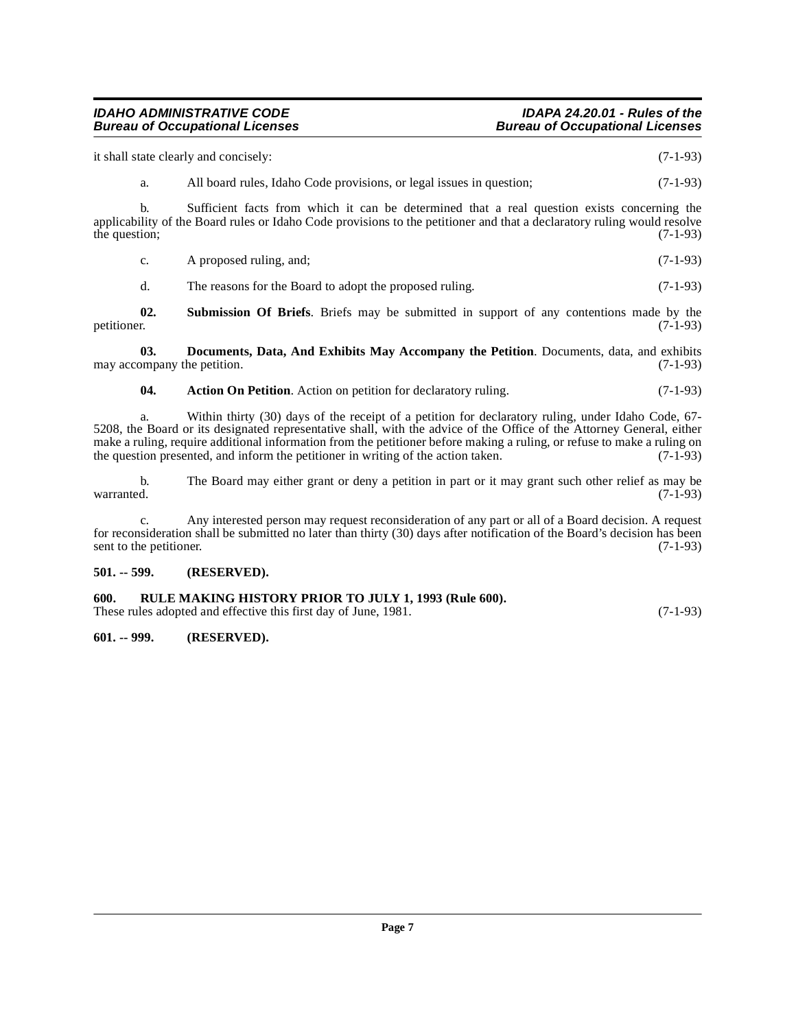it shall state clearly and concisely: (7-1-93)

a. All board rules, Idaho Code provisions, or legal issues in question; (7-1-93)

b. Sufficient facts from which it can be determined that a real question exists concerning the applicability of the Board rules or Idaho Code provisions to the petitioner and that a declaratory ruling would resolve the question; (7-1-93)

c. A proposed ruling, and; (7-1-93)

d. The reasons for the Board to adopt the proposed ruling. (7-1-93)

**02. Submission Of Briefs**. Briefs may be submitted in support of any contentions made by the petitioner. (7-1-93)

**03. Documents, Data, And Exhibits May Accompany the Petition**. Documents, data, and exhibits may accompany the petition. (7-1-93)

**04. Action On Petition**. Action on petition for declaratory ruling. (7-1-93)

a. Within thirty (30) days of the receipt of a petition for declaratory ruling, under Idaho Code, 67-5208, the Board or its designated representative shall, with the advice of the Office of the Attorney General, either make a ruling, require additional information from the petitioner before making a ruling, or refuse to make a ruling on the question presented, and inform the petitioner in writing of the action taken. (7-1-93)

b. The Board may either grant or deny a petition in part or it may grant such other relief as may be warranted. (7-1-93)

c. Any interested person may request reconsideration of any part or all of a Board decision. A request for reconsideration shall be submitted no later than thirty (30) days after notification of the Board's decision has been sent to the petitioner. (7-1-93)

**501. -- 599. (RESERVED).**

**600. RULE MAKING HISTORY PRIOR TO JULY 1, 1993 (Rule 600).**

These rules adopted and effective this first day of June, 1981. (7-1-93)

**601. -- 999. (RESERVED).**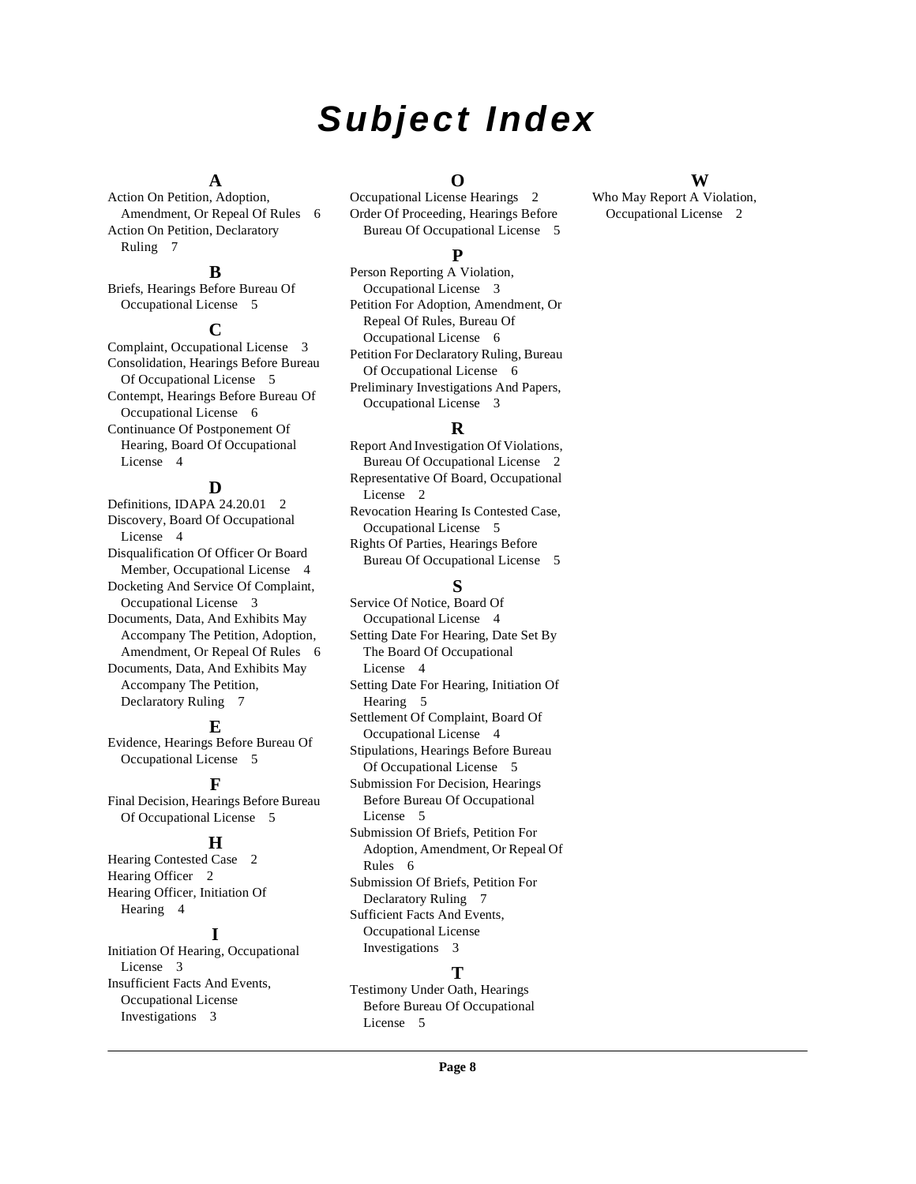# Subject Index

## A

Action On Petition, Adoption, Amendment, Or Repeal Of Rules 6
Action On Petition, Declaratory Ruling 7

## B

Briefs, Hearings Before Bureau Of Occupational License 5

## C

Complaint, Occupational License 3
Consolidation, Hearings Before Bureau Of Occupational License 5
Contempt, Hearings Before Bureau Of Occupational License 6
Continuance Of Postponement Of Hearing, Board Of Occupational License 4

## D

Definitions, IDAPA 24.20.01 2
Discovery, Board Of Occupational License 4
Disqualification Of Officer Or Board Member, Occupational License 4
Docketing And Service Of Complaint, Occupational License 3
Documents, Data, And Exhibits May Accompany The Petition, Adoption, Amendment, Or Repeal Of Rules 6
Documents, Data, And Exhibits May Accompany The Petition, Declaratory Ruling 7

## E

Evidence, Hearings Before Bureau Of Occupational License 5

## F

Final Decision, Hearings Before Bureau Of Occupational License 5

## H

Hearing Contested Case 2
Hearing Officer 2
Hearing Officer, Initiation Of Hearing 4

## I

Initiation Of Hearing, Occupational License 3
Insufficient Facts And Events, Occupational License Investigations 3

## O

Occupational License Hearings 2
Order Of Proceeding, Hearings Before Bureau Of Occupational License 5

## P

Person Reporting A Violation, Occupational License 3
Petition For Adoption, Amendment, Or Repeal Of Rules, Bureau Of Occupational License 6
Petition For Declaratory Ruling, Bureau Of Occupational License 6
Preliminary Investigations And Papers, Occupational License 3

## R

Report And Investigation Of Violations, Bureau Of Occupational License 2
Representative Of Board, Occupational License 2
Revocation Hearing Is Contested Case, Occupational License 5
Rights Of Parties, Hearings Before Bureau Of Occupational License 5

## S

Service Of Notice, Board Of Occupational License 4
Setting Date For Hearing, Date Set By The Board Of Occupational License 4
Setting Date For Hearing, Initiation Of Hearing 5
Settlement Of Complaint, Board Of Occupational License 4
Stipulations, Hearings Before Bureau Of Occupational License 5
Submission For Decision, Hearings Before Bureau Of Occupational License 5
Submission Of Briefs, Petition For Adoption, Amendment, Or Repeal Of Rules 6
Submission Of Briefs, Petition For Declaratory Ruling 7
Sufficient Facts And Events, Occupational License Investigations 3

## T

Testimony Under Oath, Hearings Before Bureau Of Occupational License 5

## W

Who May Report A Violation, Occupational License 2